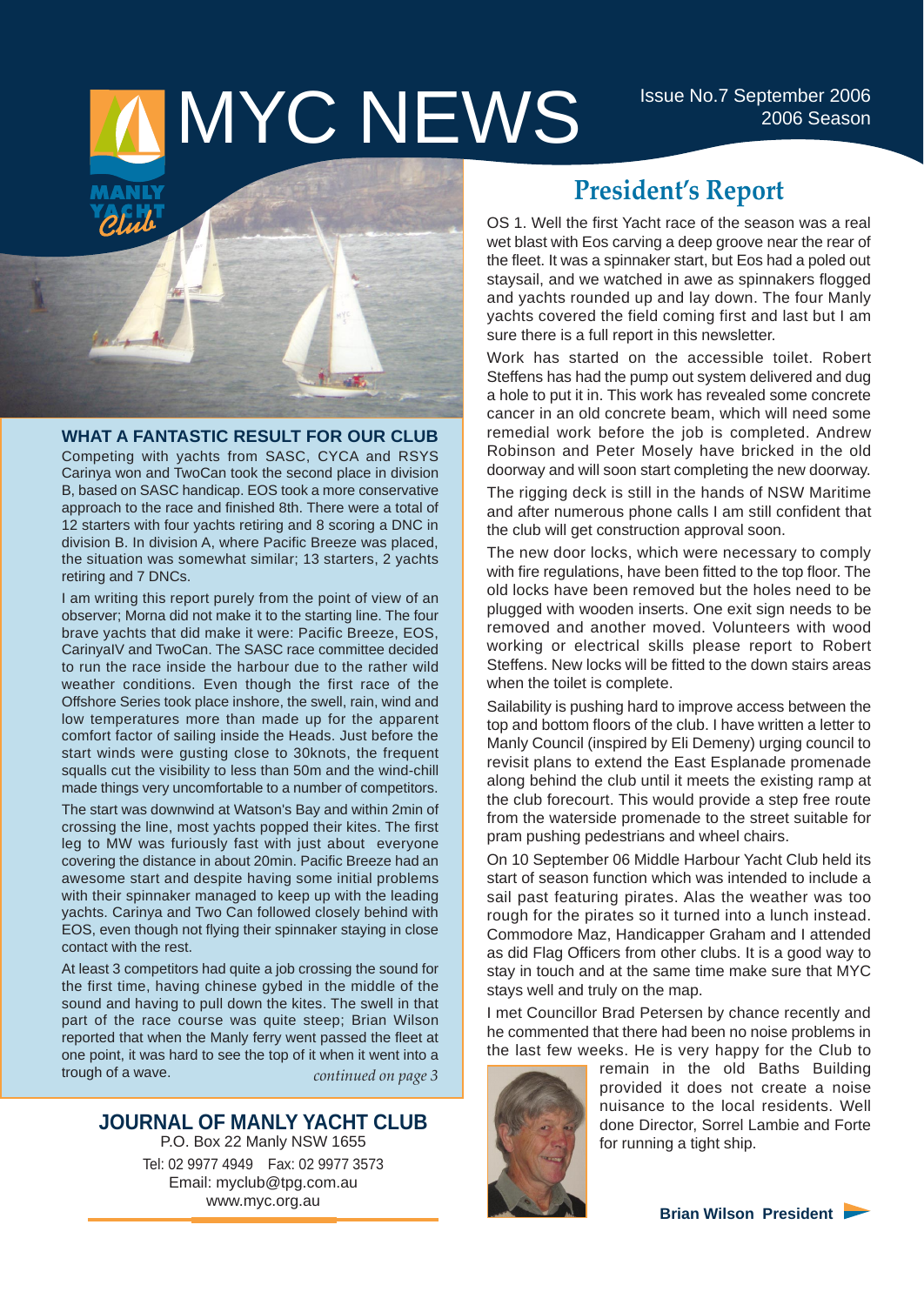# MYC NEWS

Issue No.7 September 2006
2006 Season

## WHAT A FANTASTIC RESULT FOR OUR CLUB

Competing with yachts from SASC, CYCA and RSYS Carinya won and TwoCan took the second place in division B, based on SASC handicap. EOS took a more conservative approach to the race and finished 8th. There were a total of 12 starters with four yachts retiring and 8 scoring a DNC in division B. In division A, where Pacific Breeze was placed, the situation was somewhat similar; 13 starters, 2 yachts retiring and 7 DNCs.

I am writing this report purely from the point of view of an observer; Morna did not make it to the starting line. The four brave yachts that did make it were: Pacific Breeze, EOS, CarinyaIV and TwoCan. The SASC race committee decided to run the race inside the harbour due to the rather wild weather conditions. Even though the first race of the Offshore Series took place inshore, the swell, rain, wind and low temperatures more than made up for the apparent comfort factor of sailing inside the Heads. Just before the start winds were gusting close to 30knots, the frequent squalls cut the visibility to less than 50m and the wind-chill made things very uncomfortable to a number of competitors.

The start was downwind at Watson's Bay and within 2min of crossing the line, most yachts popped their kites. The first leg to MW was furiously fast with just about everyone covering the distance in about 20min. Pacific Breeze had an awesome start and despite having some initial problems with their spinnaker managed to keep up with the leading yachts. Carinya and Two Can followed closely behind with EOS, even though not flying their spinnaker staying in close contact with the rest.

At least 3 competitors had quite a job crossing the sound for the first time, having chinese gybed in the middle of the sound and having to pull down the kites. The swell in that part of the race course was quite steep; Brian Wilson reported that when the Manly ferry went passed the fleet at one point, it was hard to see the top of it when it went into a trough of a wave.

*continued on page 3*

## President's Report

OS 1. Well the first Yacht race of the season was a real wet blast with Eos carving a deep groove near the rear of the fleet. It was a spinnaker start, but Eos had a poled out staysail, and we watched in awe as spinnakers flogged and yachts rounded up and lay down. The four Manly yachts covered the field coming first and last but I am sure there is a full report in this newsletter.

Work has started on the accessible toilet. Robert Steffens has had the pump out system delivered and dug a hole to put it in. This work has revealed some concrete cancer in an old concrete beam, which will need some remedial work before the job is completed. Andrew Robinson and Peter Mosely have bricked in the old doorway and will soon start completing the new doorway.

The rigging deck is still in the hands of NSW Maritime and after numerous phone calls I am still confident that the club will get construction approval soon.

The new door locks, which were necessary to comply with fire regulations, have been fitted to the top floor. The old locks have been removed but the holes need to be plugged with wooden inserts. One exit sign needs to be removed and another moved. Volunteers with wood working or electrical skills please report to Robert Steffens. New locks will be fitted to the down stairs areas when the toilet is complete.

Sailability is pushing hard to improve access between the top and bottom floors of the club. I have written a letter to Manly Council (inspired by Eli Demeny) urging council to revisit plans to extend the East Esplanade promenade along behind the club until it meets the existing ramp at the club forecourt. This would provide a step free route from the waterside promenade to the street suitable for pram pushing pedestrians and wheel chairs.

On 10 September 06 Middle Harbour Yacht Club held its start of season function which was intended to include a sail past featuring pirates. Alas the weather was too rough for the pirates so it turned into a lunch instead. Commodore Maz, Handicapper Graham and I attended as did Flag Officers from other clubs. It is a good way to stay in touch and at the same time make sure that MYC stays well and truly on the map.

I met Councillor Brad Petersen by chance recently and he commented that there had been no noise problems in the last few weeks. He is very happy for the Club to remain in the old Baths Building provided it does not create a noise nuisance to the local residents. Well done Director, Sorrel Lambie and Forte for running a tight ship.

**Brian Wilson President**

## JOURNAL OF MANLY YACHT CLUB

P.O. Box 22 Manly NSW 1655
Tel: 02 9977 4949 Fax: 02 9977 3573
Email: myclub@tpg.com.au
www.myc.org.au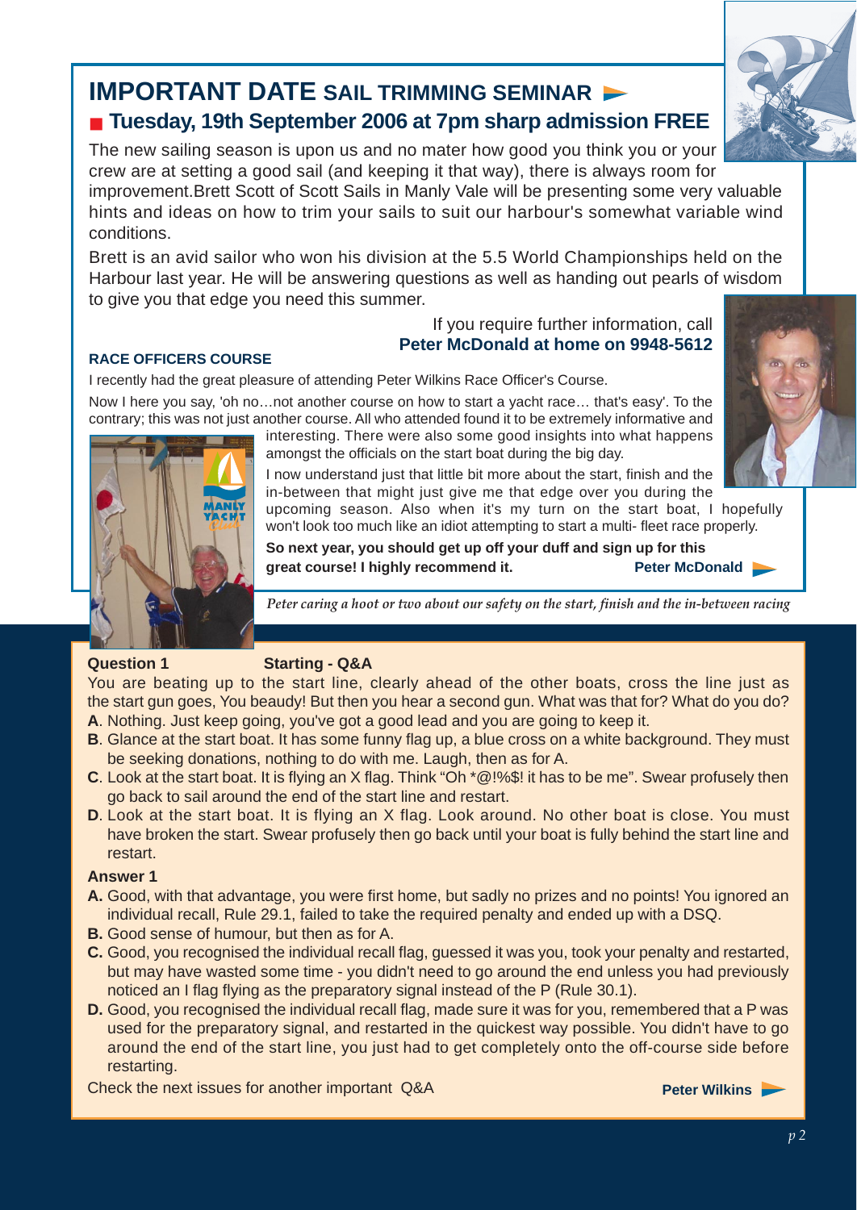# IMPORTANT DATE SAIL TRIMMING SEMINAR

## Tuesday, 19th September 2006 at 7pm sharp admission FREE

The new sailing season is upon us and no mater how good you think you or your crew are at setting a good sail (and keeping it that way), there is always room for improvement.Brett Scott of Scott Sails in Manly Vale will be presenting some very valuable hints and ideas on how to trim your sails to suit our harbour's somewhat variable wind conditions.

Brett is an avid sailor who won his division at the 5.5 World Championships held on the Harbour last year. He will be answering questions as well as handing out pearls of wisdom to give you that edge you need this summer.

If you require further information, call **Peter McDonald at home on 9948-5612**

### RACE OFFICERS COURSE

I recently had the great pleasure of attending Peter Wilkins Race Officer's Course.

Now I here you say, 'oh no…not another course on how to start a yacht race… that's easy'. To the contrary; this was not just another course. All who attended found it to be extremely informative and interesting. There were also some good insights into what happens amongst the officials on the start boat during the big day.

I now understand just that little bit more about the start, finish and the in-between that might just give me that edge over you during the upcoming season. Also when it's my turn on the start boat, I hopefully won't look too much like an idiot attempting to start a multi- fleet race properly.

**So next year, you should get up off your duff and sign up for this great course! I highly recommend it.** **Peter McDonald**

*Peter caring a hoot or two about our safety on the start, finish and the in-between racing*

### Question 1 Starting - Q&A

You are beating up to the start line, clearly ahead of the other boats, cross the line just as the start gun goes, You beaudy! But then you hear a second gun. What was that for? What do you do?

**A**. Nothing. Just keep going, you've got a good lead and you are going to keep it.

**B**. Glance at the start boat. It has some funny flag up, a blue cross on a white background. They must be seeking donations, nothing to do with me. Laugh, then as for A.

**C**. Look at the start boat. It is flying an X flag. Think "Oh *@!%$! it has to be me". Swear profusely then go back to sail around the end of the start line and restart.

**D**. Look at the start boat. It is flying an X flag. Look around. No other boat is close. You must have broken the start. Swear profusely then go back until your boat is fully behind the start line and restart.

### Answer 1

**A.** Good, with that advantage, you were first home, but sadly no prizes and no points! You ignored an individual recall, Rule 29.1, failed to take the required penalty and ended up with a DSQ.

**B.** Good sense of humour, but then as for A.

**C.** Good, you recognised the individual recall flag, guessed it was you, took your penalty and restarted, but may have wasted some time - you didn't need to go around the end unless you had previously noticed an I flag flying as the preparatory signal instead of the P (Rule 30.1).

**D.** Good, you recognised the individual recall flag, made sure it was for you, remembered that a P was used for the preparatory signal, and restarted in the quickest way possible. You didn't have to go around the end of the start line, you just had to get completely onto the off-course side before restarting.

Check the next issues for another important Q&A

**Peter Wilkins**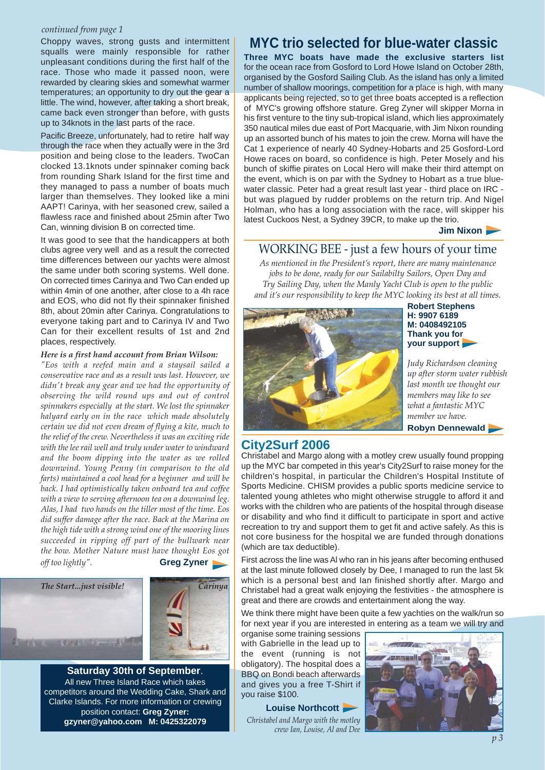*continued from page 1*

Choppy waves, strong gusts and intermittent squalls were mainly responsible for rather unpleasant conditions during the first half of the race. Those who made it passed noon, were rewarded by clearing skies and somewhat warmer temperatures; an opportunity to dry out the gear a little. The wind, however, after taking a short break, came back even stronger than before, with gusts up to 34knots in the last parts of the race.

Pacific Breeze, unfortunately, had to retire half way through the race when they actually were in the 3rd position and being close to the leaders. TwoCan clocked 13.1knots under spinnaker coming back from rounding Shark Island for the first time and they managed to pass a number of boats much larger than themselves. They looked like a mini AAPT! Carinya, with her seasoned crew, sailed a flawless race and finished about 25min after Two Can, winning division B on corrected time.

It was good to see that the handicappers at both clubs agree very well and as a result the corrected time differences between our yachts were almost the same under both scoring systems. Well done. On corrected times Carinya and Two Can ended up within 4min of one another, after close to a 4h race and EOS, who did not fly their spinnaker finished 8th, about 20min after Carinya. Congratulations to everyone taking part and to Carinya IV and Two Can for their excellent results of 1st and 2nd places, respectively.

***Here is a first hand account from Brian Wilson:***

*"Eos with a reefed main and a staysail sailed a conservative race and as a result was last. However, we didn't break any gear and we had the opportunity of observing the wild round ups and out of control spinnakers especially at the start. We lost the spinnaker halyard early on in the race which made absolutely certain we did not even dream of flying a kite, much to the relief of the crew. Nevertheless it was an exciting ride with the lee rail well and truly under water to windward and the boom dipping into the water as we rolled downwind. Young Penny (in comparison to the old farts) maintained a cool head for a beginner and will be back. I had optimistically taken onboard tea and coffee with a view to serving afternoon tea on a downwind leg. Alas, I had two hands on the tiller most of the time. Eos did suffer damage after the race. Back at the Marina on the high tide with a strong wind one of the mooring lines succeeded in ripping off part of the bullwark near the bow. Mother Nature must have thought Eos got off too lightly".*

**Greg Zyner**

*The Start...just visible!*

*Carinya*

**Saturday 30th of September.**
All new Three Island Race which takes competitors around the Wedding Cake, Shark and Clarke Islands. For more information or crewing position contact: **Greg Zyner: gzyner@yahoo.com M: 0425322079**

# MYC trio selected for blue-water classic

**Three MYC boats have made the exclusive starters list** for the ocean race from Gosford to Lord Howe Island on October 28th, organised by the Gosford Sailing Club. As the island has only a limited number of shallow moorings, competition for a place is high, with many applicants being rejected, so to get three boats accepted is a reflection of MYC's growing offshore stature. Greg Zyner will skipper Morna in his first venture to the tiny sub-tropical island, which lies approximately 350 nautical miles due east of Port Macquarie, with Jim Nixon rounding up an assorted bunch of his mates to join the crew. Morna will have the Cat 1 experience of nearly 40 Sydney-Hobarts and 25 Gosford-Lord Howe races on board, so confidence is high. Peter Mosely and his bunch of skiffie pirates on Local Hero will make their third attempt on the event, which is on par with the Sydney to Hobart as a true blue-water classic. Peter had a great result last year - third place on IRC - but was plagued by rudder problems on the return trip. And Nigel Holman, who has a long association with the race, will skipper his latest Cuckoos Nest, a Sydney 39CR, to make up the trio.

**Jim Nixon**

## WORKING BEE - just a few hours of your time

*As mentioned in the President's report, there are many maintenance jobs to be done, ready for our Sailabilty Sailors, Open Day and Try Sailing Day, when the Manly Yacht Club is open to the public and it's our responsibility to keep the MYC looking its best at all times.*

**Robert Stephens**
**H: 9907 6189**
**M: 0408492105**
**Thank you for your support**

*Judy Richardson cleaning up after storm water rubbish last month we thought our members may like to see what a fantastic MYC member we have.*

**Robyn Dennewald**

## City2Surf 2006

Christabel and Margo along with a motley crew usually found propping up the MYC bar competed in this year's City2Surf to raise money for the children's hospital, in particular the Children's Hospital Institute of Sports Medicine. CHISM provides a public sports medicine service to talented young athletes who might otherwise struggle to afford it and works with the children who are patients of the hospital through disease or disability and who find it difficult to participate in sport and active recreation to try and support them to get fit and active safely. As this is not core business for the hospital we are funded through donations (which are tax deductible).

First across the line was Al who ran in his jeans after becoming enthused at the last minute followed closely by Dee, I managed to run the last 5k which is a personal best and Ian finished shortly after. Margo and Christabel had a great walk enjoying the festivities - the atmosphere is great and there are crowds and entertainment along the way.

We think there might have been quite a few yachties on the walk/run so for next year if you are interested in entering as a team we will try and organise some training sessions with Gabrielle in the lead up to the event (running is not obligatory). The hospital does a BBQ on Bondi beach afterwards and gives you a free T-Shirt if you raise $100.

**Louise Northcott**

*Christabel and Margo with the motley crew Ian, Louise, Al and Dee*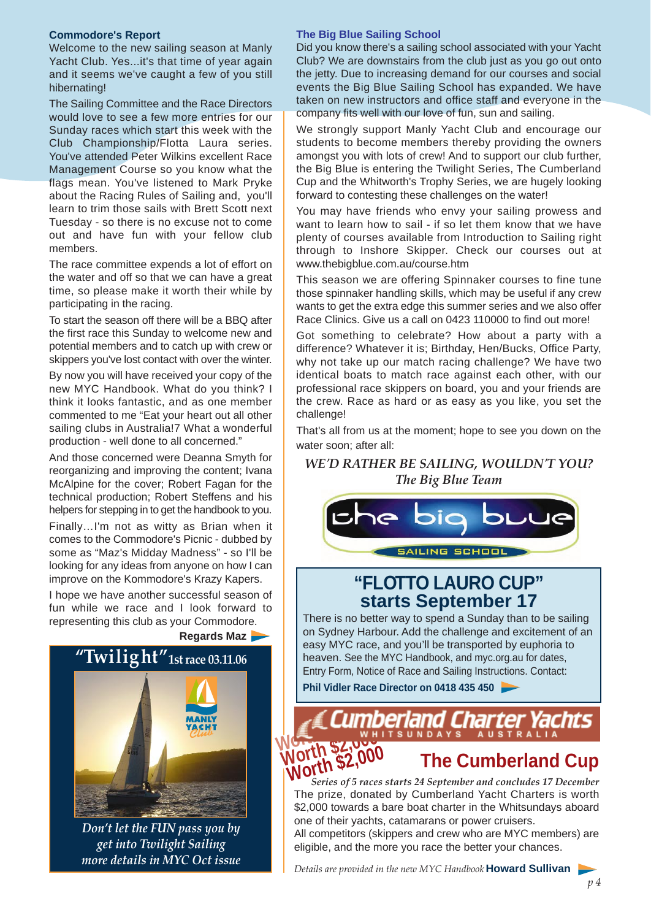## Commodore's Report

Welcome to the new sailing season at Manly Yacht Club. Yes...it's that time of year again and it seems we've caught a few of you still hibernating!

The Sailing Committee and the Race Directors would love to see a few more entries for our Sunday races which start this week with the Club Championship/Flotta Laura series. You've attended Peter Wilkins excellent Race Management Course so you know what the flags mean. You've listened to Mark Pryke about the Racing Rules of Sailing and, you'll learn to trim those sails with Brett Scott next Tuesday - so there is no excuse not to come out and have fun with your fellow club members.

The race committee expends a lot of effort on the water and off so that we can have a great time, so please make it worth their while by participating in the racing.

To start the season off there will be a BBQ after the first race this Sunday to welcome new and potential members and to catch up with crew or skippers you've lost contact with over the winter.

By now you will have received your copy of the new MYC Handbook. What do you think? I think it looks fantastic, and as one member commented to me "Eat your heart out all other sailing clubs in Australia!7 What a wonderful production - well done to all concerned."

And those concerned were Deanna Smyth for reorganizing and improving the content; Ivana McAlpine for the cover; Robert Fagan for the technical production; Robert Steffens and his helpers for stepping in to get the handbook to you.

Finally…I'm not as witty as Brian when it comes to the Commodore's Picnic - dubbed by some as "Maz's Midday Madness" - so I'll be looking for any ideas from anyone on how I can improve on the Kommodore's Krazy Kapers.

I hope we have another successful season of fun while we race and I look forward to representing this club as your Commodore.

**Regards Maz**

## "Twilight" 1st race 03.11.06

MANLY YACHT Club

*Don't let the FUN pass you by*
*get into Twilight Sailing*
*more details in MYC Oct issue*

## The Big Blue Sailing School

Did you know there's a sailing school associated with your Yacht Club? We are downstairs from the club just as you go out onto the jetty. Due to increasing demand for our courses and social events the Big Blue Sailing School has expanded. We have taken on new instructors and office staff and everyone in the company fits well with our love of fun, sun and sailing.

We strongly support Manly Yacht Club and encourage our students to become members thereby providing the owners amongst you with lots of crew! And to support our club further, the Big Blue is entering the Twilight Series, The Cumberland Cup and the Whitworth's Trophy Series, we are hugely looking forward to contesting these challenges on the water!

You may have friends who envy your sailing prowess and want to learn how to sail - if so let them know that we have plenty of courses available from Introduction to Sailing right through to Inshore Skipper. Check our courses out at www.thebigblue.com.au/course.htm

This season we are offering Spinnaker courses to fine tune those spinnaker handling skills, which may be useful if any crew wants to get the extra edge this summer series and we also offer Race Clinics. Give us a call on 0423 110000 to find out more!

Got something to celebrate? How about a party with a difference? Whatever it is; Birthday, Hen/Bucks, Office Party, why not take up our match racing challenge? We have two identical boats to match race against each other, with our professional race skippers on board, you and your friends are the crew. Race as hard or as easy as you like, you set the challenge!

That's all from us at the moment; hope to see you down on the water soon; after all:

*WE'D RATHER BE SAILING, WOULDN'T YOU?*
*The Big Blue Team*

the big blue
SAILING SCHOOL

## "FLOTTO LAURO CUP" starts September 17

There is no better way to spend a Sunday than to be sailing on Sydney Harbour. Add the challenge and excitement of an easy MYC race, and you'll be transported by euphoria to heaven. See the MYC Handbook, and myc.org.au for dates, Entry Form, Notice of Race and Sailing Instructions. Contact:

**Phil Vidler Race Director on 0418 435 450**

Cumberland Charter Yachts
WHITSUNDAYS AUSTRALIA

Worth $2,000

## The Cumberland Cup

*Series of 5 races starts 24 September and concludes 17 December*

The prize, donated by Cumberland Yacht Charters is worth $2,000 towards a bare boat charter in the Whitsundays aboard one of their yachts, catamarans or power cruisers.

All competitors (skippers and crew who are MYC members) are eligible, and the more you race the better your chances.

*Details are provided in the new MYC Handbook* **Howard Sullivan**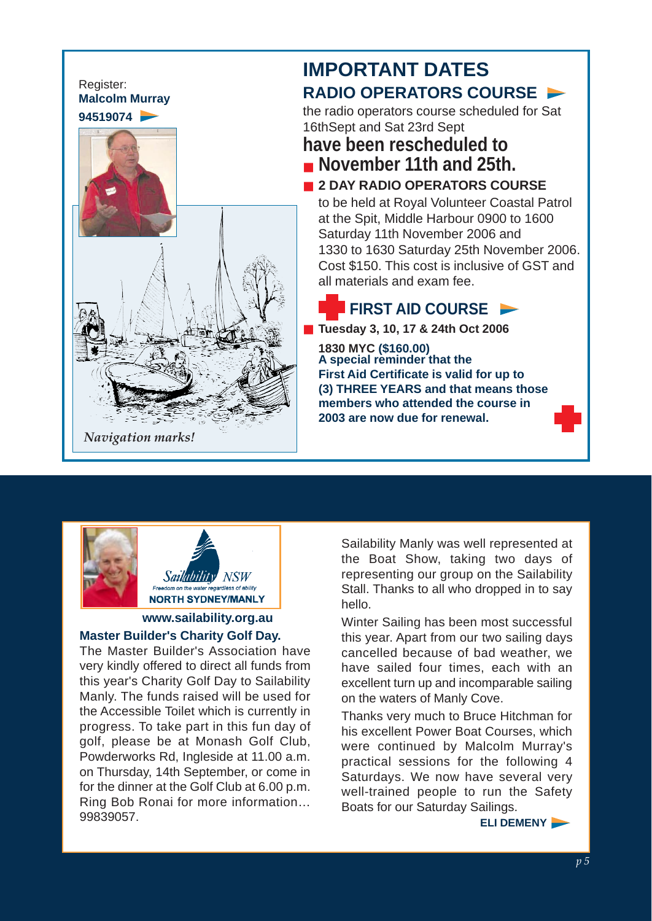Register:
**Malcolm Murray**
**94519074**

*Navigation marks!*

# IMPORTANT DATES

## RADIO OPERATORS COURSE

the radio operators course scheduled for Sat 16thSept and Sat 23rd Sept

**have been rescheduled to**

- **November 11th and 25th.**

- **2 DAY RADIO OPERATORS COURSE**

  to be held at Royal Volunteer Coastal Patrol at the Spit, Middle Harbour 0900 to 1600 Saturday 11th November 2006 and 1330 to 1630 Saturday 25th November 2006. Cost $150. This cost is inclusive of GST and all materials and exam fee.

## FIRST AID COURSE

- **Tuesday 3, 10, 17 & 24th Oct 2006**

  **1830 MYC ($160.00)**
  **A special reminder that the First Aid Certificate is valid for up to (3) THREE YEARS and that means those members who attended the course in 2003 are now due for renewal.**

---

Sailability NSW
Freedom on the water regardless of ability
**NORTH SYDNEY/MANLY**

**www.sailability.org.au**

### Master Builder's Charity Golf Day.

The Master Builder's Association have very kindly offered to direct all funds from this year's Charity Golf Day to Sailability Manly. The funds raised will be used for the Accessible Toilet which is currently in progress. To take part in this fun day of golf, please be at Monash Golf Club, Powderworks Rd, Ingleside at 11.00 a.m. on Thursday, 14th September, or come in for the dinner at the Golf Club at 6.00 p.m. Ring Bob Ronai for more information… 99839057.

Sailability Manly was well represented at the Boat Show, taking two days of representing our group on the Sailability Stall. Thanks to all who dropped in to say hello.

Winter Sailing has been most successful this year. Apart from our two sailing days cancelled because of bad weather, we have sailed four times, each with an excellent turn up and incomparable sailing on the waters of Manly Cove.

Thanks very much to Bruce Hitchman for his excellent Power Boat Courses, which were continued by Malcolm Murray's practical sessions for the following 4 Saturdays. We now have several very well-trained people to run the Safety Boats for our Saturday Sailings.

**ELI DEMENY**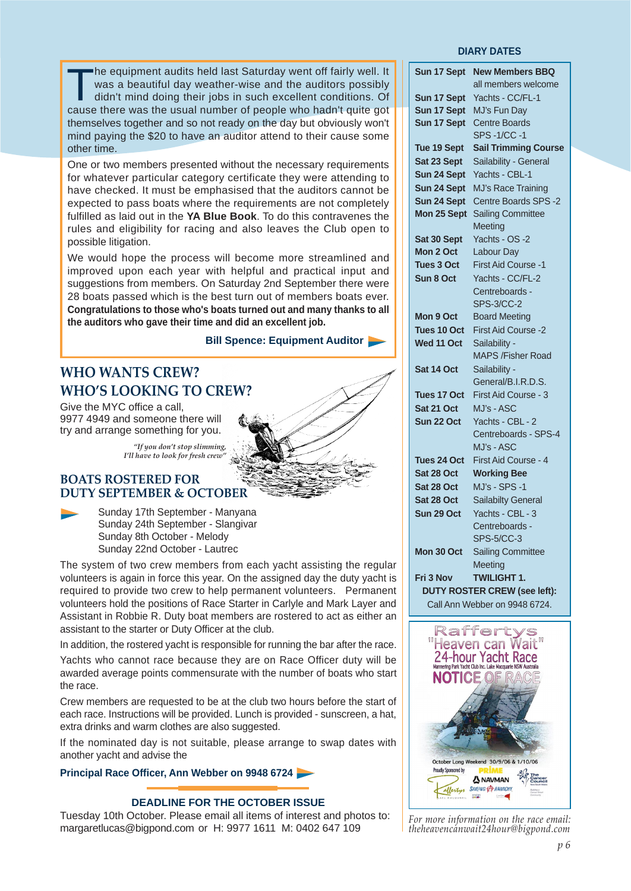The equipment audits held last Saturday went off fairly well. It was a beautiful day weather-wise and the auditors possibly didn't mind doing their jobs in such excellent conditions. Of cause there was the usual number of people who hadn't quite got themselves together and so not ready on the day but obviously won't mind paying the $20 to have an auditor attend to their cause some other time.

One or two members presented without the necessary requirements for whatever particular category certificate they were attending to have checked. It must be emphasised that the auditors cannot be expected to pass boats where the requirements are not completely fulfilled as laid out in the **YA Blue Book**. To do this contravenes the rules and eligibility for racing and also leaves the Club open to possible litigation.

We would hope the process will become more streamlined and improved upon each year with helpful and practical input and suggestions from members. On Saturday 2nd September there were 28 boats passed which is the best turn out of members boats ever. **Congratulations to those who's boats turned out and many thanks to all the auditors who gave their time and did an excellent job.**

**Bill Spence: Equipment Auditor**

## WHO WANTS CREW? WHO'S LOOKING TO CREW?

Give the MYC office a call, 9977 4949 and someone there will try and arrange something for you.

*"If you don't stop slimming, I'll have to look for fresh crew"*

## BOATS ROSTERED FOR DUTY SEPTEMBER & OCTOBER

- Sunday 17th September - Manyana
- Sunday 24th September - Slangivar
- Sunday 8th October - Melody
- Sunday 22nd October - Lautrec

The system of two crew members from each yacht assisting the regular volunteers is again in force this year. On the assigned day the duty yacht is required to provide two crew to help permanent volunteers. Permanent volunteers hold the positions of Race Starter in Carlyle and Mark Layer and Assistant in Robbie R. Duty boat members are rostered to act as either an assistant to the starter or Duty Officer at the club.

In addition, the rostered yacht is responsible for running the bar after the race.

Yachts who cannot race because they are on Race Officer duty will be awarded average points commensurate with the number of boats who start the race.

Crew members are requested to be at the club two hours before the start of each race. Instructions will be provided. Lunch is provided - sunscreen, a hat, extra drinks and warm clothes are also suggested.

If the nominated day is not suitable, please arrange to swap dates with another yacht and advise the

**Principal Race Officer, Ann Webber on 9948 6724**

### DEADLINE FOR THE OCTOBER ISSUE

Tuesday 10th October. Please email all items of interest and photos to: margaretlucas@bigpond.com or H: 9977 1611 M: 0402 647 109

## DIARY DATES

| | |
|---|---|
| **Sun 17 Sept** | **New Members BBQ** all members welcome |
| **Sun 17 Sept** | Yachts - CC/FL-1 |
| **Sun 17 Sept** | MJ's Fun Day |
| **Sun 17 Sept** | Centre Boards SPS -1/CC -1 |
| **Tue 19 Sept** | **Sail Trimming Course** |
| **Sat 23 Sept** | Sailability - General |
| **Sun 24 Sept** | Yachts - CBL-1 |
| **Sun 24 Sept** | MJ's Race Training |
| **Sun 24 Sept** | Centre Boards SPS -2 |
| **Mon 25 Sept** | Sailing Committee Meeting |
| **Sat 30 Sept** | Yachts - OS -2 |
| **Mon 2 Oct** | Labour Day |
| **Tues 3 Oct** | First Aid Course -1 |
| **Sun 8 Oct** | Yachts - CC/FL-2 Centreboards - SPS-3/CC-2 |
| **Mon 9 Oct** | Board Meeting |
| **Tues 10 Oct** | First Aid Course -2 |
| **Wed 11 Oct** | Sailability - MAPS /Fisher Road |
| **Sat 14 Oct** | Sailability - General/B.I.R.D.S. |
| **Tues 17 Oct** | First Aid Course - 3 |
| **Sat 21 Oct** | MJ's - ASC |
| **Sun 22 Oct** | Yachts - CBL - 2 Centreboards - SPS-4 MJ's - ASC |
| **Tues 24 Oct** | First Aid Course - 4 |
| **Sat 28 Oct** | **Working Bee** |
| **Sat 28 Oct** | MJ's - SPS -1 |
| **Sat 28 Oct** | Sailabilty General |
| **Sun 29 Oct** | Yachts - CBL - 3 Centreboards - SPS-5/CC-3 |
| **Mon 30 Oct** | Sailing Committee Meeting |
| **Fri 3 Nov** | **TWILIGHT 1.** |

**DUTY ROSTER CREW (see left):**
Call Ann Webber on 9948 6724.

Raffertys "Heaven can Wait" 24-hour Yacht Race
Mannering Park Yacht Club Inc. Lake Macquarie NSW Australia
NOTICE OF RACE
October Long Weekend 30/9/06 & 1/10/06
Proudly Sponsored by PRIME, NAVMAN, The Cancer Council, Raffertys, Sailing Anarchy

*For more information on the race email: theheavencanwait24hour@bigpond.com*